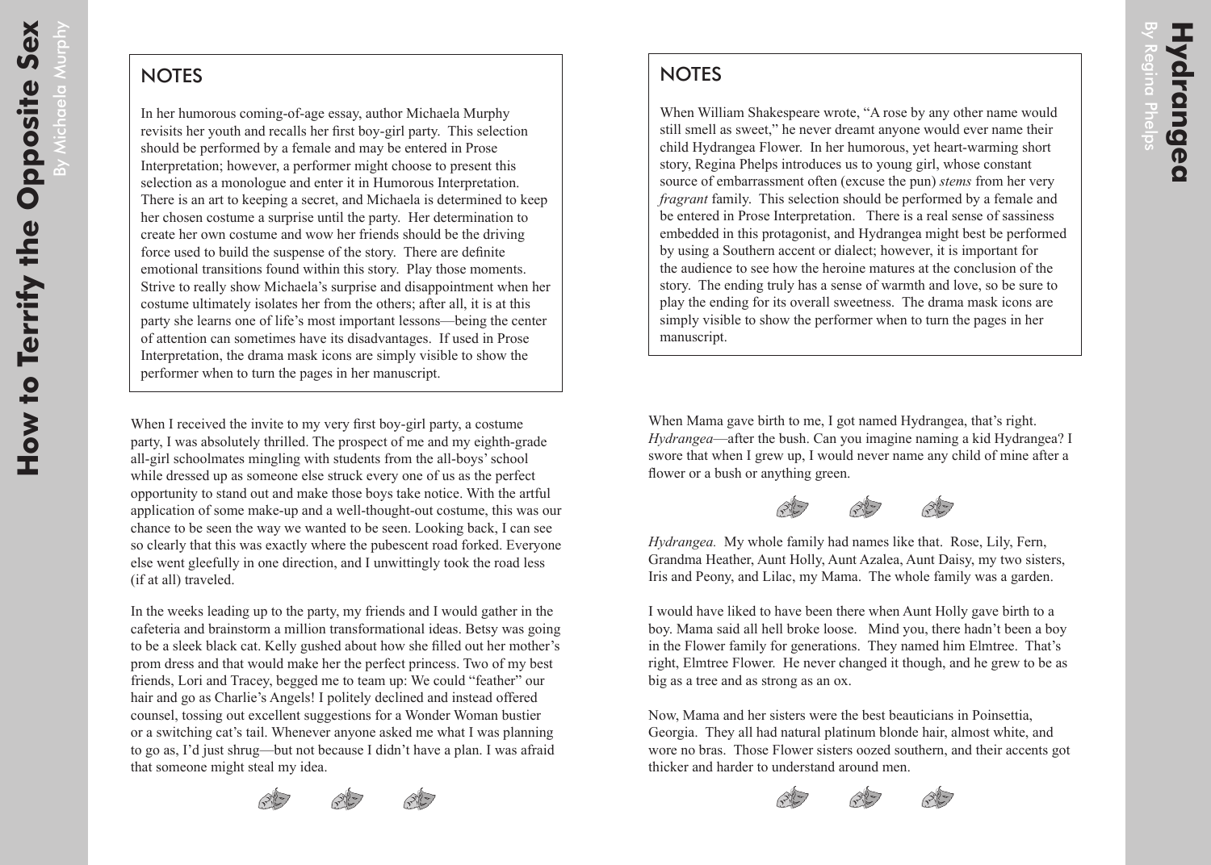# How to Terrify the Opposite Sex

By Michaela Murphy

## NOTES

In her humorous coming-of-age essay, author Michaela Murphy revisits her youth and recalls her first boy-girl party. This selection should be performed by a female and may be entered in Prose Interpretation; however, a performer might choose to present this selection as a monologue and enter it in Humorous Interpretation. There is an art to keeping a secret, and Michaela is determined to keep her chosen costume a surprise until the party. Her determination to create her own costume and wow her friends should be the driving force used to build the suspense of the story. There are definite emotional transitions found within this story. Play those moments. Strive to really show Michaela's surprise and disappointment when her costume ultimately isolates her from the others; after all, it is at this party she learns one of life's most important lessons—being the center of attention can sometimes have its disadvantages. If used in Prose Interpretation, the drama mask icons are simply visible to show the performer when to turn the pages in her manuscript.

When I received the invite to my very first boy-girl party, a costume party, I was absolutely thrilled. The prospect of me and my eighth-grade all-girl schoolmates mingling with students from the all-boys' school while dressed up as someone else struck every one of us as the perfect opportunity to stand out and make those boys take notice. With the artful application of some make-up and a well-thought-out costume, this was our chance to be seen the way we wanted to be seen. Looking back, I can see so clearly that this was exactly where the pubescent road forked. Everyone else went gleefully in one direction, and I unwittingly took the road less (if at all) traveled.

In the weeks leading up to the party, my friends and I would gather in the cafeteria and brainstorm a million transformational ideas. Betsy was going to be a sleek black cat. Kelly gushed about how she filled out her mother's prom dress and that would make her the perfect princess. Two of my best friends, Lori and Tracey, begged me to team up: We could "feather" our hair and go as Charlie's Angels! I politely declined and instead offered counsel, tossing out excellent suggestions for a Wonder Woman bustier or a switching cat's tail. Whenever anyone asked me what I was planning to go as, I'd just shrug—but not because I didn't have a plan. I was afraid that someone might steal my idea.

# Hydrangea

By Regina Phelps

## NOTES

When William Shakespeare wrote, "A rose by any other name would still smell as sweet," he never dreamt anyone would ever name their child Hydrangea Flower. In her humorous, yet heart-warming short story, Regina Phelps introduces us to young girl, whose constant source of embarrassment often (excuse the pun) *stems* from her very *fragrant* family. This selection should be performed by a female and be entered in Prose Interpretation. There is a real sense of sassiness embedded in this protagonist, and Hydrangea might best be performed by using a Southern accent or dialect; however, it is important for the audience to see how the heroine matures at the conclusion of the story. The ending truly has a sense of warmth and love, so be sure to play the ending for its overall sweetness. The drama mask icons are simply visible to show the performer when to turn the pages in her manuscript.

When Mama gave birth to me, I got named Hydrangea, that's right. *Hydrangea*—after the bush. Can you imagine naming a kid Hydrangea? I swore that when I grew up, I would never name any child of mine after a flower or a bush or anything green.

*Hydrangea.* My whole family had names like that. Rose, Lily, Fern, Grandma Heather, Aunt Holly, Aunt Azalea, Aunt Daisy, my two sisters, Iris and Peony, and Lilac, my Mama. The whole family was a garden.

I would have liked to have been there when Aunt Holly gave birth to a boy. Mama said all hell broke loose. Mind you, there hadn't been a boy in the Flower family for generations. They named him Elmtree. That's right, Elmtree Flower. He never changed it though, and he grew to be as big as a tree and as strong as an ox.

Now, Mama and her sisters were the best beauticians in Poinsettia, Georgia. They all had natural platinum blonde hair, almost white, and wore no bras. Those Flower sisters oozed southern, and their accents got thicker and harder to understand around men.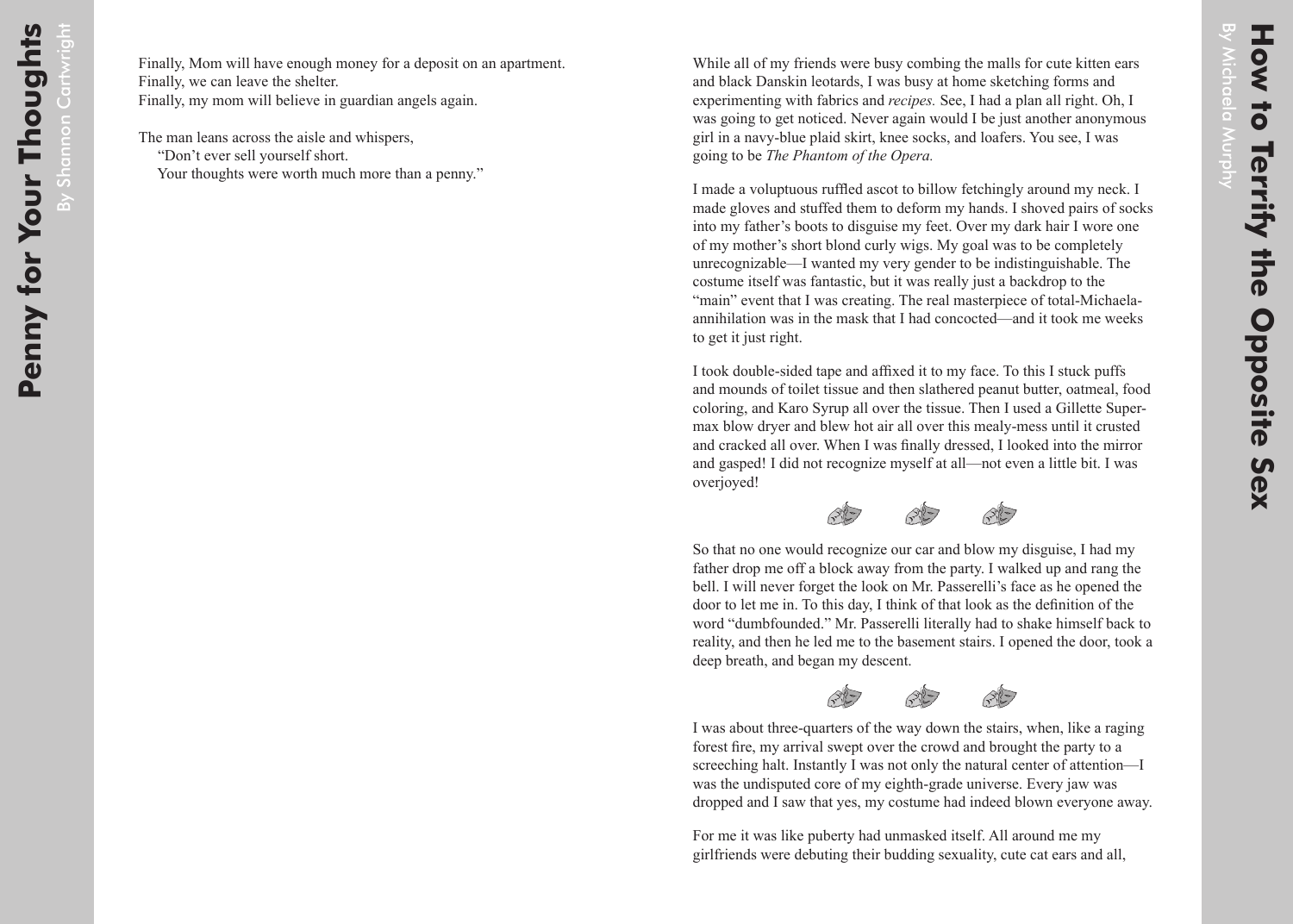Finally, Mom will have enough money for a deposit on an apartment.
Finally, we can leave the shelter.
Finally, my mom will believe in guardian angels again.

The man leans across the aisle and whispers,
"Don't ever sell yourself short.
Your thoughts were worth much more than a penny."

# How to Terrify the Opposite Sex

By Michaela Murphy

While all of my friends were busy combing the malls for cute kitten ears and black Danskin leotards, I was busy at home sketching forms and experimenting with fabrics and *recipes.* See, I had a plan all right. Oh, I was going to get noticed. Never again would I be just another anonymous girl in a navy-blue plaid skirt, knee socks, and loafers. You see, I was going to be *The Phantom of the Opera.*

I made a voluptuous ruffled ascot to billow fetchingly around my neck. I made gloves and stuffed them to deform my hands. I shoved pairs of socks into my father's boots to disguise my feet. Over my dark hair I wore one of my mother's short blond curly wigs. My goal was to be completely unrecognizable—I wanted my very gender to be indistinguishable. The costume itself was fantastic, but it was really just a backdrop to the "main" event that I was creating. The real masterpiece of total-Michaela-annihilation was in the mask that I had concocted—and it took me weeks to get it just right.

I took double-sided tape and affixed it to my face. To this I stuck puffs and mounds of toilet tissue and then slathered peanut butter, oatmeal, food coloring, and Karo Syrup all over the tissue. Then I used a Gillette Super-max blow dryer and blew hot air all over this mealy-mess until it crusted and cracked all over. When I was finally dressed, I looked into the mirror and gasped! I did not recognize myself at all—not even a little bit. I was overjoyed!

So that no one would recognize our car and blow my disguise, I had my father drop me off a block away from the party. I walked up and rang the bell. I will never forget the look on Mr. Passerelli's face as he opened the door to let me in. To this day, I think of that look as the definition of the word "dumbfounded." Mr. Passerelli literally had to shake himself back to reality, and then he led me to the basement stairs. I opened the door, took a deep breath, and began my descent.

I was about three-quarters of the way down the stairs, when, like a raging forest fire, my arrival swept over the crowd and brought the party to a screeching halt. Instantly I was not only the natural center of attention—I was the undisputed core of my eighth-grade universe. Every jaw was dropped and I saw that yes, my costume had indeed blown everyone away.

For me it was like puberty had unmasked itself. All around me my girlfriends were debuting their budding sexuality, cute cat ears and all,